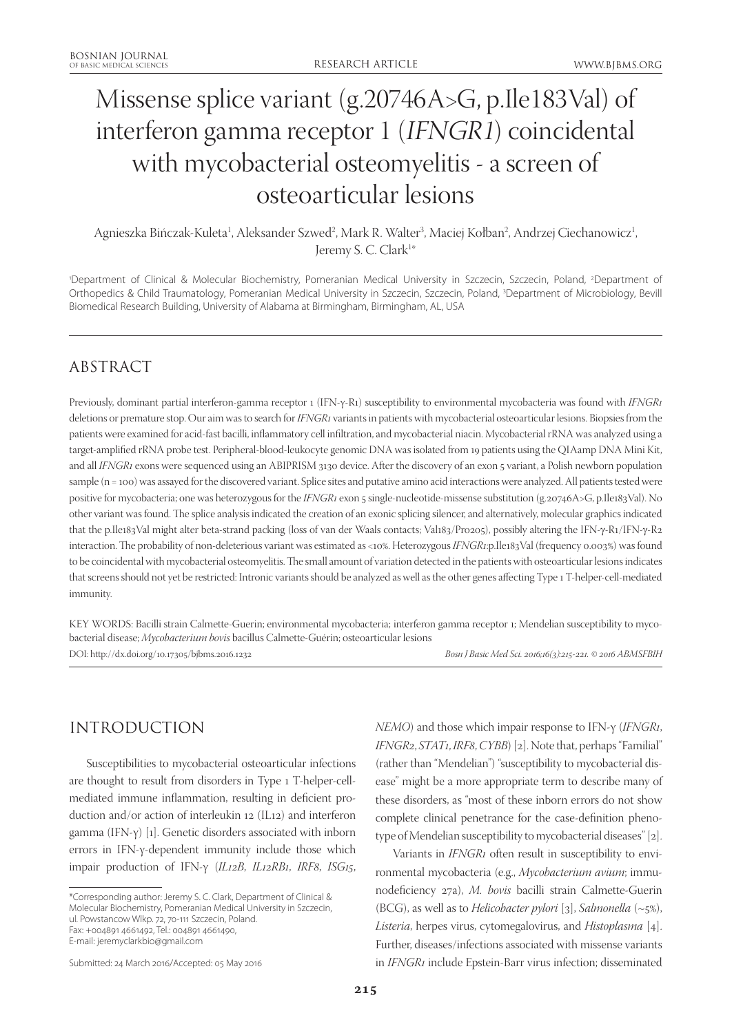# Missense splice variant (g.20746A>G, p.Ile183Val) of interferon gamma receptor 1 (*IFNGR1*) coincidental with mycobacterial osteomyelitis - a screen of osteoarticular lesions

Agnieszka Bińczak-Kuleta[1], Aleksander Szwed[2], Mark R. Walter[3], Maciej Kołban[2], Andrzej Ciechanowicz[1], Jeremy S. C. Clark[1*]

[1]Department of Clinical & Molecular Biochemistry, Pomeranian Medical University in Szczecin, Szczecin, Poland, [2]Department of Orthopedics & Child Traumatology, Pomeranian Medical University in Szczecin, Szczecin, Poland, [3]Department of Microbiology, Bevill Biomedical Research Building, University of Alabama at Birmingham, Birmingham, AL, USA

## ABSTRACT

Previously, dominant partial interferon-gamma receptor 1 (IFN-γ-R1) susceptibility to environmental mycobacteria was found with *IFNGR1* deletions or premature stop. Our aim was to search for *IFNGR1* variants in patients with mycobacterial osteoarticular lesions. Biopsies from the patients were examined for acid-fast bacilli, inflammatory cell infiltration, and mycobacterial niacin. Mycobacterial rRNA was analyzed using a target-amplified rRNA probe test. Peripheral-blood-leukocyte genomic DNA was isolated from 19 patients using the QIAamp DNA Mini Kit, and all *IFNGR1* exons were sequenced using an ABIPRISM 3130 device. After the discovery of an exon 5 variant, a Polish newborn population sample (n = 100) was assayed for the discovered variant. Splice sites and putative amino acid interactions were analyzed. All patients tested were positive for mycobacteria; one was heterozygous for the *IFNGR1* exon 5 single-nucleotide-missense substitution (g.20746A>G, p.Ile183Val). No other variant was found. The splice analysis indicated the creation of an exonic splicing silencer, and alternatively, molecular graphics indicated that the p.Ile183Val might alter beta-strand packing (loss of van der Waals contacts; Val183/Pro205), possibly altering the IFN-γ-R1/IFN-γ-R2 interaction. The probability of non-deleterious variant was estimated as <10%. Heterozygous *IFNGR1*:p.Ile183Val (frequency 0.003%) was found to be coincidental with mycobacterial osteomyelitis. The small amount of variation detected in the patients with osteoarticular lesions indicates that screens should not yet be restricted: Intronic variants should be analyzed as well as the other genes affecting Type 1 T-helper-cell-mediated immunity.

KEY WORDS: Bacilli strain Calmette-Guerin; environmental mycobacteria; interferon gamma receptor 1; Mendelian susceptibility to mycobacterial disease; *Mycobacterium bovis* bacillus Calmette-Guérin; osteoarticular lesions

DOI: http://dx.doi.org/10.17305/bjbms.2016.1232

*Bosn J Basic Med Sci. 2016;16(3):215-221. © 2016 ABMSFBIH*

## INTRODUCTION

Susceptibilities to mycobacterial osteoarticular infections are thought to result from disorders in Type 1 T-helper-cell-mediated immune inflammation, resulting in deficient production and/or action of interleukin 12 (IL12) and interferon gamma (IFN-γ) [1]. Genetic disorders associated with inborn errors in IFN-γ-dependent immunity include those which impair production of IFN-γ (*IL12B*, *IL12RB1*, *IRF8*, *ISG15*, *NEMO*) and those which impair response to IFN-γ (*IFNGR1*, *IFNGR2*, *STAT1*, *IRF8*, *CYBB*) [2]. Note that, perhaps "Familial" (rather than "Mendelian") "susceptibility to mycobacterial disease" might be a more appropriate term to describe many of these disorders, as "most of these inborn errors do not show complete clinical penetrance for the case-definition phenotype of Mendelian susceptibility to mycobacterial diseases" [2].

Variants in *IFNGR1* often result in susceptibility to environmental mycobacteria (e.g., *Mycobacterium avium*; immunodeficiency 27a), *M. bovis* bacilli strain Calmette-Guerin (BCG), as well as to *Helicobacter pylori* [3], *Salmonella* (~5%), *Listeria*, herpes virus, cytomegalovirus, and *Histoplasma* [4]. Further, diseases/infections associated with missense variants in *IFNGR1* include Epstein-Barr virus infection; disseminated

*Corresponding author: Jeremy S. C. Clark, Department of Clinical & Molecular Biochemistry, Pomeranian Medical University in Szczecin, ul. Powstancow Wlkp. 72, 70-111 Szczecin, Poland. Fax: +004891 4661492, Tel.: 004891 4661490, E-mail: jeremyclarkbio@gmail.com

Submitted: 24 March 2016/Accepted: 05 May 2016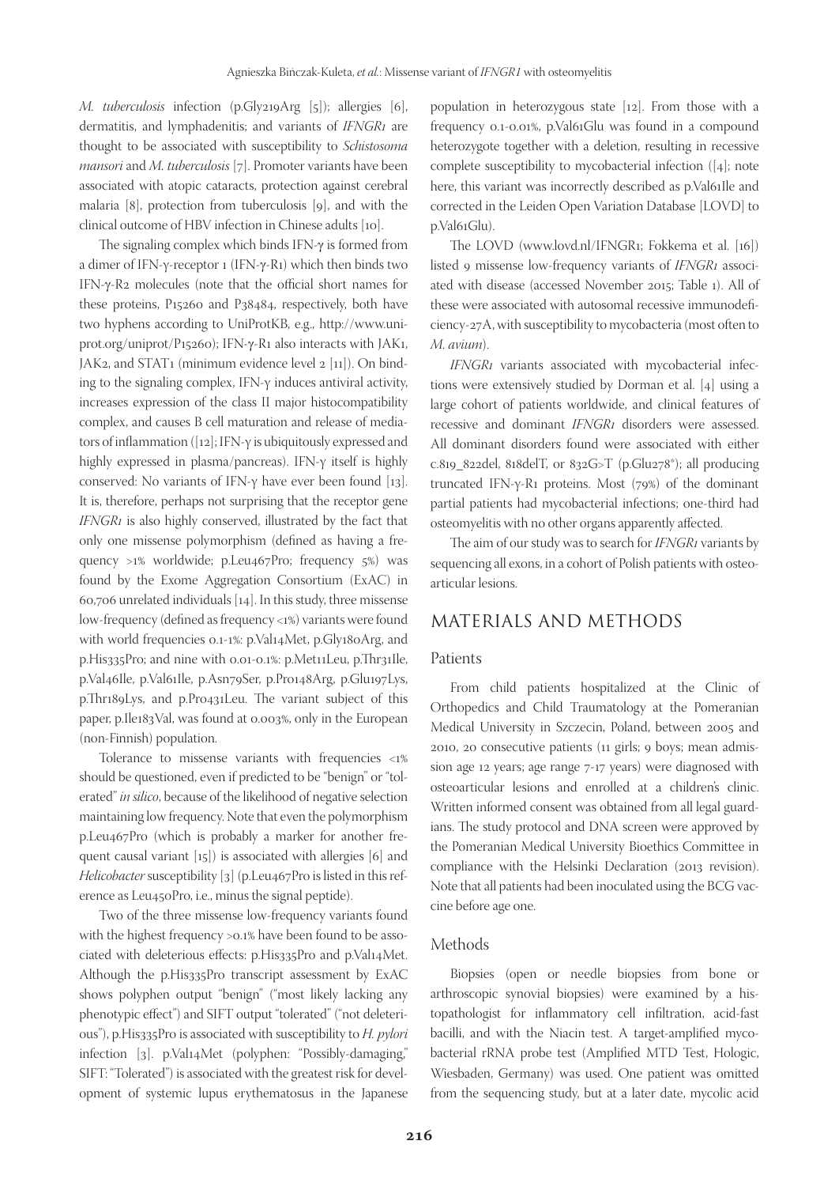*M. tuberculosis* infection (p.Gly219Arg [5]); allergies [6], dermatitis, and lymphadenitis; and variants of *IFNGR1* are thought to be associated with susceptibility to *Schistosoma mansori* and *M. tuberculosis* [7]. Promoter variants have been associated with atopic cataracts, protection against cerebral malaria [8], protection from tuberculosis [9], and with the clinical outcome of HBV infection in Chinese adults [10].

The signaling complex which binds IFN-γ is formed from a dimer of IFN-γ-receptor 1 (IFN-γ-R1) which then binds two IFN-γ-R2 molecules (note that the official short names for these proteins, P15260 and P38484, respectively, both have two hyphens according to UniProtKB, e.g., http://www.uniprot.org/uniprot/P15260); IFN-γ-R1 also interacts with JAK1, JAK2, and STAT1 (minimum evidence level 2 [11]). On binding to the signaling complex, IFN-γ induces antiviral activity, increases expression of the class II major histocompatibility complex, and causes B cell maturation and release of mediators of inflammation ([12]; IFN-γ is ubiquitously expressed and highly expressed in plasma/pancreas). IFN-γ itself is highly conserved: No variants of IFN-γ have ever been found [13]. It is, therefore, perhaps not surprising that the receptor gene *IFNGR1* is also highly conserved, illustrated by the fact that only one missense polymorphism (defined as having a frequency >1% worldwide; p.Leu467Pro; frequency 5%) was found by the Exome Aggregation Consortium (ExAC) in 60,706 unrelated individuals [14]. In this study, three missense low-frequency (defined as frequency <1%) variants were found with world frequencies 0.1-1%: p.Val14Met, p.Gly180Arg, and p.His335Pro; and nine with 0.01-0.1%: p.Met11Leu, p.Thr31Ile, p.Val46Ile, p.Val61Ile, p.Asn79Ser, p.Pro148Arg, p.Glu197Lys, p.Thr189Lys, and p.Pro431Leu. The variant subject of this paper, p.Ile183Val, was found at 0.003%, only in the European (non-Finnish) population.

Tolerance to missense variants with frequencies <1% should be questioned, even if predicted to be "benign" or "tolerated" *in silico*, because of the likelihood of negative selection maintaining low frequency. Note that even the polymorphism p.Leu467Pro (which is probably a marker for another frequent causal variant [15]) is associated with allergies [6] and *Helicobacter* susceptibility [3] (p.Leu467Pro is listed in this reference as Leu450Pro, i.e., minus the signal peptide).

Two of the three missense low-frequency variants found with the highest frequency >0.1% have been found to be associated with deleterious effects: p.His335Pro and p.Val14Met. Although the p.His335Pro transcript assessment by ExAC shows polyphen output "benign" ("most likely lacking any phenotypic effect") and SIFT output "tolerated" ("not deleterious"), p.His335Pro is associated with susceptibility to *H. pylori* infection [3]. p.Val14Met (polyphen: "Possibly-damaging," SIFT: "Tolerated") is associated with the greatest risk for development of systemic lupus erythematosus in the Japanese population in heterozygous state [12]. From those with a frequency 0.1-0.01%, p.Val61Glu was found in a compound heterozygote together with a deletion, resulting in recessive complete susceptibility to mycobacterial infection ([4]; note here, this variant was incorrectly described as p.Val61Ile and corrected in the Leiden Open Variation Database [LOVD] to p.Val61Glu).

The LOVD (www.lovd.nl/IFNGR1; Fokkema et al. [16]) listed 9 missense low-frequency variants of *IFNGR1* associated with disease (accessed November 2015; Table 1). All of these were associated with autosomal recessive immunodeficiency-27A, with susceptibility to mycobacteria (most often to *M. avium*).

*IFNGR1* variants associated with mycobacterial infections were extensively studied by Dorman et al. [4] using a large cohort of patients worldwide, and clinical features of recessive and dominant *IFNGR1* disorders were assessed. All dominant disorders found were associated with either c.819_822del, 818delT, or 832G>T (p.Glu278*); all producing truncated IFN-γ-R1 proteins. Most (79%) of the dominant partial patients had mycobacterial infections; one-third had osteomyelitis with no other organs apparently affected.

The aim of our study was to search for *IFNGR1* variants by sequencing all exons, in a cohort of Polish patients with osteoarticular lesions.

## MATERIALS AND METHODS

### Patients

From child patients hospitalized at the Clinic of Orthopedics and Child Traumatology at the Pomeranian Medical University in Szczecin, Poland, between 2005 and 2010, 20 consecutive patients (11 girls; 9 boys; mean admission age 12 years; age range 7-17 years) were diagnosed with osteoarticular lesions and enrolled at a children's clinic. Written informed consent was obtained from all legal guardians. The study protocol and DNA screen were approved by the Pomeranian Medical University Bioethics Committee in compliance with the Helsinki Declaration (2013 revision). Note that all patients had been inoculated using the BCG vaccine before age one.

### Methods

Biopsies (open or needle biopsies from bone or arthroscopic synovial biopsies) were examined by a histopathologist for inflammatory cell infiltration, acid-fast bacilli, and with the Niacin test. A target-amplified mycobacterial rRNA probe test (Amplified MTD Test, Hologic, Wiesbaden, Germany) was used. One patient was omitted from the sequencing study, but at a later date, mycolic acid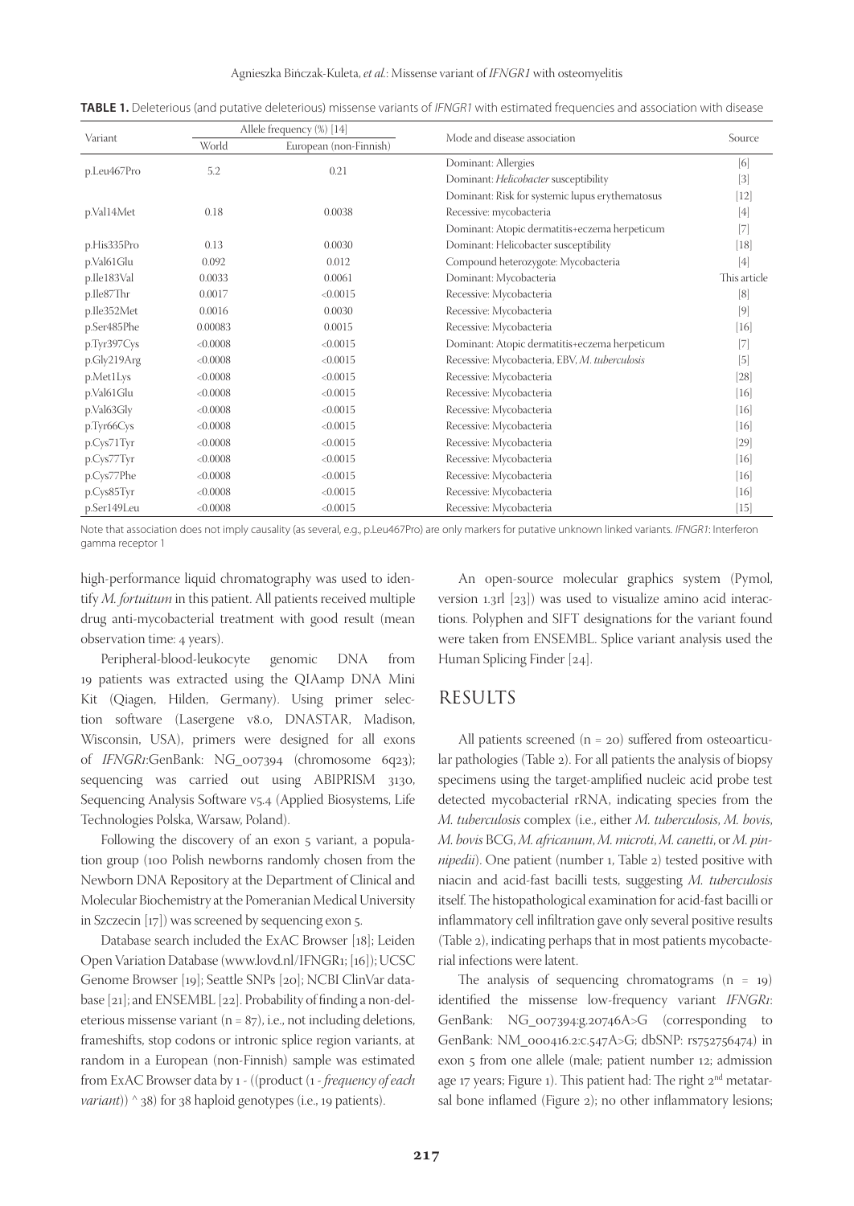**TABLE 1.** Deleterious (and putative deleterious) missense variants of *IFNGR1* with estimated frequencies and association with disease

| Variant | Allele frequency (%) [14] | | Mode and disease association | Source |
|---|---|---|---|---|
| | World | European (non-Finnish) | | |
| p.Leu467Pro | 5.2 | 0.21 | Dominant: Allergies | [6] |
| | | | Dominant: *Helicobacter* susceptibility | [3] |
| | | | Dominant: Risk for systemic lupus erythematosus | [12] |
| p.Val14Met | 0.18 | 0.0038 | Recessive: mycobacteria | [4] |
| | | | Dominant: Atopic dermatitis+eczema herpeticum | [7] |
| p.His335Pro | 0.13 | 0.0030 | Dominant: Helicobacter susceptibility | [18] |
| p.Val61Glu | 0.092 | 0.012 | Compound heterozygote: Mycobacteria | [4] |
| p.Ile183Val | 0.0033 | 0.0061 | Dominant: Mycobacteria | This article |
| p.Ile87Thr | 0.0017 | <0.0015 | Recessive: Mycobacteria | [8] |
| p.Ile352Met | 0.0016 | 0.0030 | Recessive: Mycobacteria | [9] |
| p.Ser485Phe | 0.00083 | 0.0015 | Recessive: Mycobacteria | [16] |
| p.Tyr397Cys | <0.0008 | <0.0015 | Dominant: Atopic dermatitis+eczema herpeticum | [7] |
| p.Gly219Arg | <0.0008 | <0.0015 | Recessive: Mycobacteria, EBV, *M. tuberculosis* | [5] |
| p.Met1Lys | <0.0008 | <0.0015 | Recessive: Mycobacteria | [28] |
| p.Val61Glu | <0.0008 | <0.0015 | Recessive: Mycobacteria | [16] |
| p.Val63Gly | <0.0008 | <0.0015 | Recessive: Mycobacteria | [16] |
| p.Tyr66Cys | <0.0008 | <0.0015 | Recessive: Mycobacteria | [16] |
| p.Cys71Tyr | <0.0008 | <0.0015 | Recessive: Mycobacteria | [29] |
| p.Cys77Tyr | <0.0008 | <0.0015 | Recessive: Mycobacteria | [16] |
| p.Cys77Phe | <0.0008 | <0.0015 | Recessive: Mycobacteria | [16] |
| p.Cys85Tyr | <0.0008 | <0.0015 | Recessive: Mycobacteria | [16] |
| p.Ser149Leu | <0.0008 | <0.0015 | Recessive: Mycobacteria | [15] |

Note that association does not imply causality (as several, e.g., p.Leu467Pro) are only markers for putative unknown linked variants. *IFNGR1*: Interferon gamma receptor 1

high-performance liquid chromatography was used to identify *M. fortuitum* in this patient. All patients received multiple drug anti-mycobacterial treatment with good result (mean observation time: 4 years).

Peripheral-blood-leukocyte genomic DNA from 19 patients was extracted using the QIAamp DNA Mini Kit (Qiagen, Hilden, Germany). Using primer selection software (Lasergene v8.0, DNASTAR, Madison, Wisconsin, USA), primers were designed for all exons of *IFNGR1*:GenBank: NG_007394 (chromosome 6q23); sequencing was carried out using ABIPRISM 3130, Sequencing Analysis Software v5.4 (Applied Biosystems, Life Technologies Polska, Warsaw, Poland).

Following the discovery of an exon 5 variant, a population group (100 Polish newborns randomly chosen from the Newborn DNA Repository at the Department of Clinical and Molecular Biochemistry at the Pomeranian Medical University in Szczecin [17]) was screened by sequencing exon 5.

Database search included the ExAC Browser [18]; Leiden Open Variation Database (www.lovd.nl/IFNGR1; [16]); UCSC Genome Browser [19]; Seattle SNPs [20]; NCBI ClinVar database [21]; and ENSEMBL [22]. Probability of finding a non-deleterious missense variant (n = 87), i.e., not including deletions, frameshifts, stop codons or intronic splice region variants, at random in a European (non-Finnish) sample was estimated from ExAC Browser data by 1 - ((product (1 - *frequency of each variant*)) ^ 38) for 38 haploid genotypes (i.e., 19 patients).

An open-source molecular graphics system (Pymol, version 1.3rl [23]) was used to visualize amino acid interactions. Polyphen and SIFT designations for the variant found were taken from ENSEMBL. Splice variant analysis used the Human Splicing Finder [24].

## RESULTS

All patients screened (n = 20) suffered from osteoarticular pathologies (Table 2). For all patients the analysis of biopsy specimens using the target-amplified nucleic acid probe test detected mycobacterial rRNA, indicating species from the *M. tuberculosis* complex (i.e., either *M. tuberculosis*, *M. bovis*, *M. bovis* BCG, *M. africanum*, *M. microti*, *M. canetti*, or *M. pinnipedii*). One patient (number 1, Table 2) tested positive with niacin and acid-fast bacilli tests, suggesting *M. tuberculosis* itself. The histopathological examination for acid-fast bacilli or inflammatory cell infiltration gave only several positive results (Table 2), indicating perhaps that in most patients mycobacterial infections were latent.

The analysis of sequencing chromatograms (n = 19) identified the missense low-frequency variant *IFNGR1*: GenBank: NG_007394:g.20746A>G (corresponding to GenBank: NM_000416.2:c.547A>G; dbSNP: rs752756474) in exon 5 from one allele (male; patient number 12; admission age 17 years; Figure 1). This patient had: The right 2nd metatarsal bone inflamed (Figure 2); no other inflammatory lesions;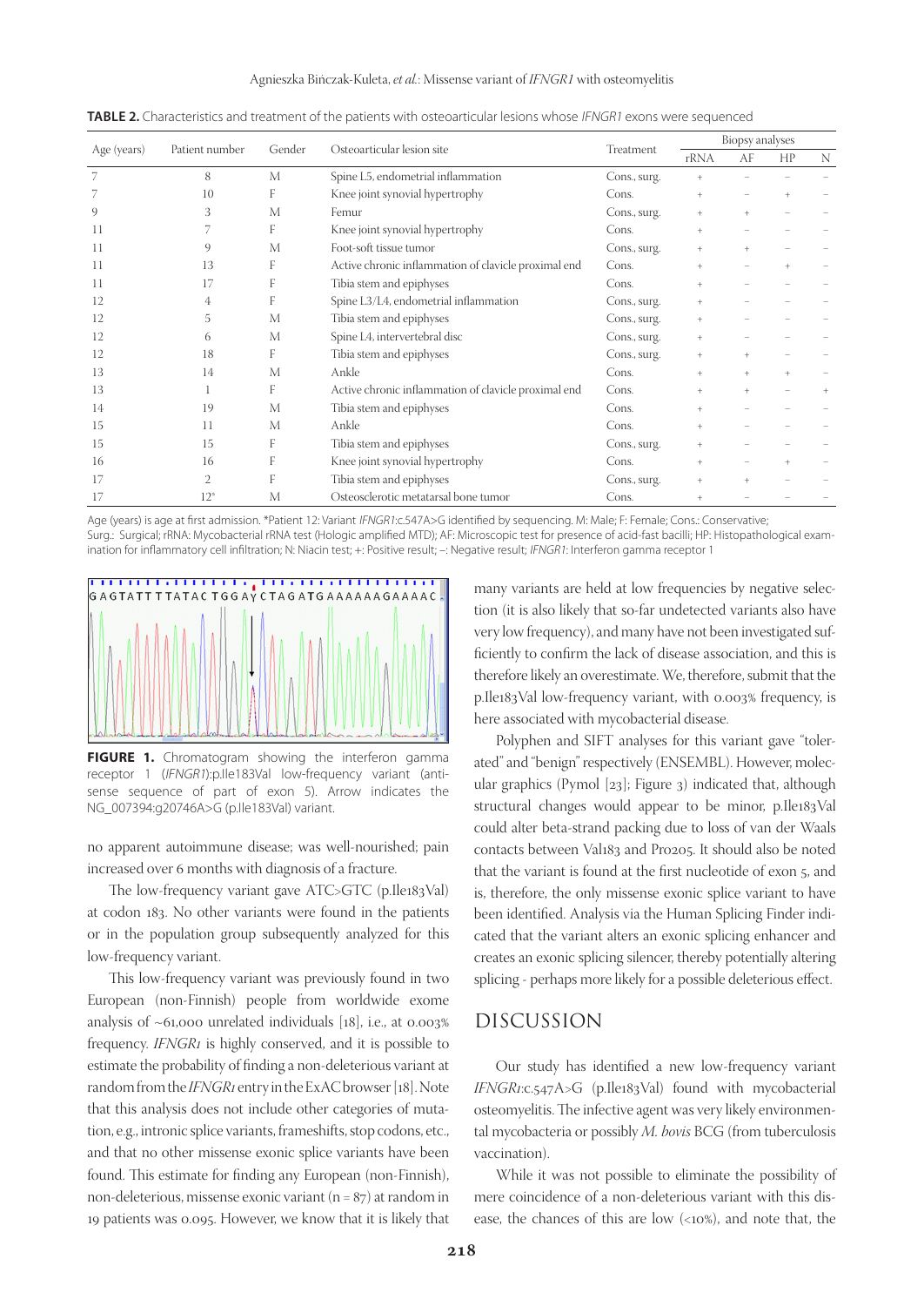**TABLE 2.** Characteristics and treatment of the patients with osteoarticular lesions whose *IFNGR1* exons were sequenced

| Age (years) | Patient number | Gender | Osteoarticular lesion site | Treatment | Biopsy analyses | | | |
|---|---|---|---|---|---|---|---|---|
| | | | | | rRNA | AF | HP | N |
| 7 | 8 | M | Spine L5, endometrial inflammation | Cons., surg. | + | – | – | – |
| 7 | 10 | F | Knee joint synovial hypertrophy | Cons. | + | – | + | – |
| 9 | 3 | M | Femur | Cons., surg. | + | + | – | – |
| 11 | 7 | F | Knee joint synovial hypertrophy | Cons. | + | – | – | – |
| 11 | 9 | M | Foot-soft tissue tumor | Cons., surg. | + | + | – | – |
| 11 | 13 | F | Active chronic inflammation of clavicle proximal end | Cons. | + | – | + | – |
| 11 | 17 | F | Tibia stem and epiphyses | Cons. | + | – | – | – |
| 12 | 4 | F | Spine L3/L4, endometrial inflammation | Cons., surg. | + | – | – | – |
| 12 | 5 | M | Tibia stem and epiphyses | Cons., surg. | + | – | – | – |
| 12 | 6 | M | Spine L4, intervertebral disc | Cons., surg. | + | – | – | – |
| 12 | 18 | F | Tibia stem and epiphyses | Cons., surg. | + | + | – | – |
| 13 | 14 | M | Ankle | Cons. | + | + | + | – |
| 13 | 1 | F | Active chronic inflammation of clavicle proximal end | Cons. | + | + | – | + |
| 14 | 19 | M | Tibia stem and epiphyses | Cons. | + | – | – | – |
| 15 | 11 | M | Ankle | Cons. | + | – | – | – |
| 15 | 15 | F | Tibia stem and epiphyses | Cons., surg. | + | – | – | – |
| 16 | 16 | F | Knee joint synovial hypertrophy | Cons. | + | – | + | – |
| 17 | 2 | F | Tibia stem and epiphyses | Cons., surg. | + | + | – | – |
| 17 | 12* | M | Osteosclerotic metatarsal bone tumor | Cons. | + | – | – | – |

Age (years) is age at first admission. *Patient 12: Variant *IFNGR1*:c.547A>G identified by sequencing. M: Male; F: Female; Cons.: Conservative; Surg.: Surgical; rRNA: Mycobacterial rRNA test (Hologic amplified MTD); AF: Microscopic test for presence of acid-fast bacilli; HP: Histopathological examination for inflammatory cell infiltration; N: Niacin test; +: Positive result; –: Negative result; *IFNGR1*: Interferon gamma receptor 1

GAGTATTTTATACTGGAYCTAGATGAAAAAAGAAAAC

**FIGURE 1.** Chromatogram showing the interferon gamma receptor 1 (*IFNGR1*):p.Ile183Val low-frequency variant (antisense sequence of part of exon 5). Arrow indicates the NG_007394:g20746A>G (p.Ile183Val) variant.

no apparent autoimmune disease; was well-nourished; pain increased over 6 months with diagnosis of a fracture.

The low-frequency variant gave ATC>GTC (p.Ile183Val) at codon 183. No other variants were found in the patients or in the population group subsequently analyzed for this low-frequency variant.

This low-frequency variant was previously found in two European (non-Finnish) people from worldwide exome analysis of ~61,000 unrelated individuals [18], i.e., at 0.003% frequency. *IFNGR1* is highly conserved, and it is possible to estimate the probability of finding a non-deleterious variant at random from the *IFNGR1* entry in the ExAC browser [18]. Note that this analysis does not include other categories of mutation, e.g., intronic splice variants, frameshifts, stop codons, etc., and that no other missense exonic splice variants have been found. This estimate for finding any European (non-Finnish), non-deleterious, missense exonic variant (n = 87) at random in 19 patients was 0.095. However, we know that it is likely that many variants are held at low frequencies by negative selection (it is also likely that so-far undetected variants also have very low frequency), and many have not been investigated sufficiently to confirm the lack of disease association, and this is therefore likely an overestimate. We, therefore, submit that the p.Ile183Val low-frequency variant, with 0.003% frequency, is here associated with mycobacterial disease.

Polyphen and SIFT analyses for this variant gave "tolerated" and "benign" respectively (ENSEMBL). However, molecular graphics (Pymol [23]; Figure 3) indicated that, although structural changes would appear to be minor, p.Ile183Val could alter beta-strand packing due to loss of van der Waals contacts between Val183 and Pro205. It should also be noted that the variant is found at the first nucleotide of exon 5, and is, therefore, the only missense exonic splice variant to have been identified. Analysis via the Human Splicing Finder indicated that the variant alters an exonic splicing enhancer and creates an exonic splicing silencer, thereby potentially altering splicing - perhaps more likely for a possible deleterious effect.

## DISCUSSION

Our study has identified a new low-frequency variant *IFNGR1*:c.547A>G (p.Ile183Val) found with mycobacterial osteomyelitis. The infective agent was very likely environmental mycobacteria or possibly *M. bovis* BCG (from tuberculosis vaccination).

While it was not possible to eliminate the possibility of mere coincidence of a non-deleterious variant with this disease, the chances of this are low (<10%), and note that, the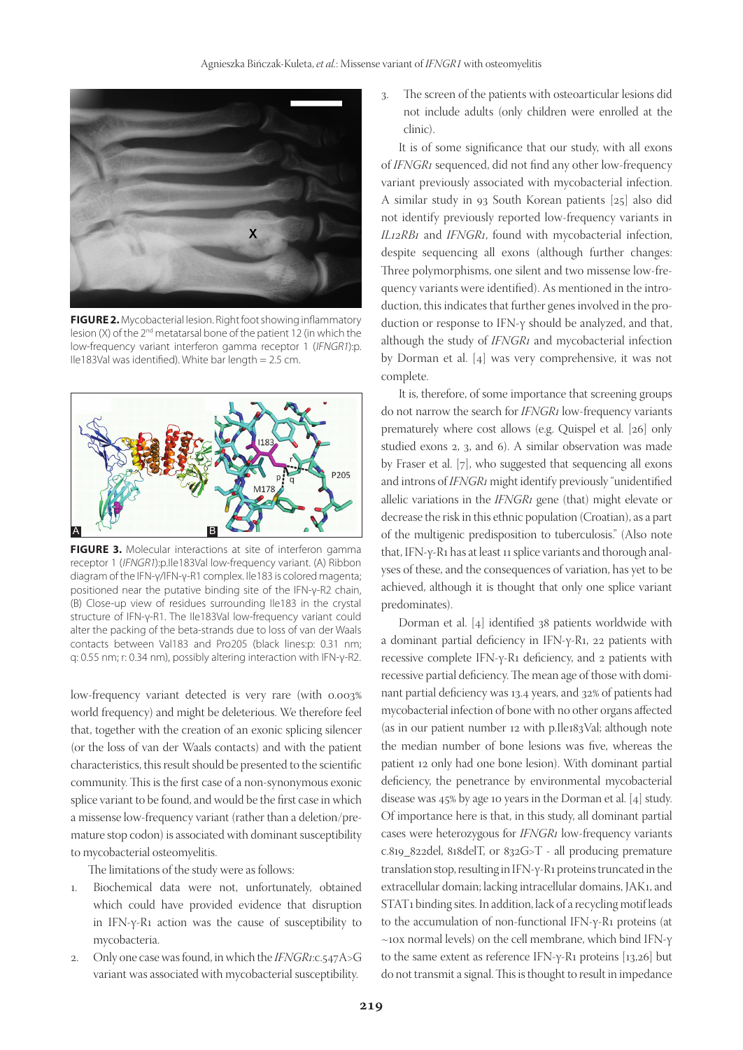**FIGURE 2.** Mycobacterial lesion. Right foot showing inflammatory lesion (X) of the 2nd metatarsal bone of the patient 12 (in which the low-frequency variant interferon gamma receptor 1 (*IFNGR1*):p.Ile183Val was identified). White bar length = 2.5 cm.

**FIGURE 3.** Molecular interactions at site of interferon gamma receptor 1 (*IFNGR1*):p.Ile183Val low-frequency variant. (A) Ribbon diagram of the IFN-γ/IFN-γ-R1 complex. Ile183 is colored magenta; positioned near the putative binding site of the IFN-γ-R2 chain, (B) Close-up view of residues surrounding Ile183 in the crystal structure of IFN-γ-R1. The Ile183Val low-frequency variant could alter the packing of the beta-strands due to loss of van der Waals contacts between Val183 and Pro205 (black lines:p: 0.31 nm; q: 0.55 nm; r: 0.34 nm), possibly altering interaction with IFN-γ-R2.

low-frequency variant detected is very rare (with 0.003% world frequency) and might be deleterious. We therefore feel that, together with the creation of an exonic splicing silencer (or the loss of van der Waals contacts) and with the patient characteristics, this result should be presented to the scientific community. This is the first case of a non-synonymous exonic splice variant to be found, and would be the first case in which a missense low-frequency variant (rather than a deletion/premature stop codon) is associated with dominant susceptibility to mycobacterial osteomyelitis.

The limitations of the study were as follows:

1. Biochemical data were not, unfortunately, obtained which could have provided evidence that disruption in IFN-γ-R1 action was the cause of susceptibility to mycobacteria.
2. Only one case was found, in which the *IFNGR1*:c.547A>G variant was associated with mycobacterial susceptibility.
3. The screen of the patients with osteoarticular lesions did not include adults (only children were enrolled at the clinic).

It is of some significance that our study, with all exons of *IFNGR1* sequenced, did not find any other low-frequency variant previously associated with mycobacterial infection. A similar study in 93 South Korean patients [25] also did not identify previously reported low-frequency variants in *IL12RB1* and *IFNGR1*, found with mycobacterial infection, despite sequencing all exons (although further changes: Three polymorphisms, one silent and two missense low-frequency variants were identified). As mentioned in the introduction, this indicates that further genes involved in the production or response to IFN-γ should be analyzed, and that, although the study of *IFNGR1* and mycobacterial infection by Dorman et al. [4] was very comprehensive, it was not complete.

It is, therefore, of some importance that screening groups do not narrow the search for *IFNGR1* low-frequency variants prematurely where cost allows (e.g. Quispel et al. [26] only studied exons 2, 3, and 6). A similar observation was made by Fraser et al. [7], who suggested that sequencing all exons and introns of *IFNGR1* might identify previously "unidentified allelic variations in the *IFNGR1* gene (that) might elevate or decrease the risk in this ethnic population (Croatian), as a part of the multigenic predisposition to tuberculosis." (Also note that, IFN-γ-R1 has at least 11 splice variants and thorough analyses of these, and the consequences of variation, has yet to be achieved, although it is thought that only one splice variant predominates).

Dorman et al. [4] identified 38 patients worldwide with a dominant partial deficiency in IFN-γ-R1, 22 patients with recessive complete IFN-γ-R1 deficiency, and 2 patients with recessive partial deficiency. The mean age of those with dominant partial deficiency was 13.4 years, and 32% of patients had mycobacterial infection of bone with no other organs affected (as in our patient number 12 with p.Ile183Val; although note the median number of bone lesions was five, whereas the patient 12 only had one bone lesion). With dominant partial deficiency, the penetrance by environmental mycobacterial disease was 45% by age 10 years in the Dorman et al. [4] study. Of importance here is that, in this study, all dominant partial cases were heterozygous for *IFNGR1* low-frequency variants c.819_822del, 818delT, or 832G>T - all producing premature translation stop, resulting in IFN-γ-R1 proteins truncated in the extracellular domain; lacking intracellular domains, JAK1, and STAT1 binding sites. In addition, lack of a recycling motif leads to the accumulation of non-functional IFN-γ-R1 proteins (at ~10x normal levels) on the cell membrane, which bind IFN-γ to the same extent as reference IFN-γ-R1 proteins [13,26] but do not transmit a signal. This is thought to result in impedance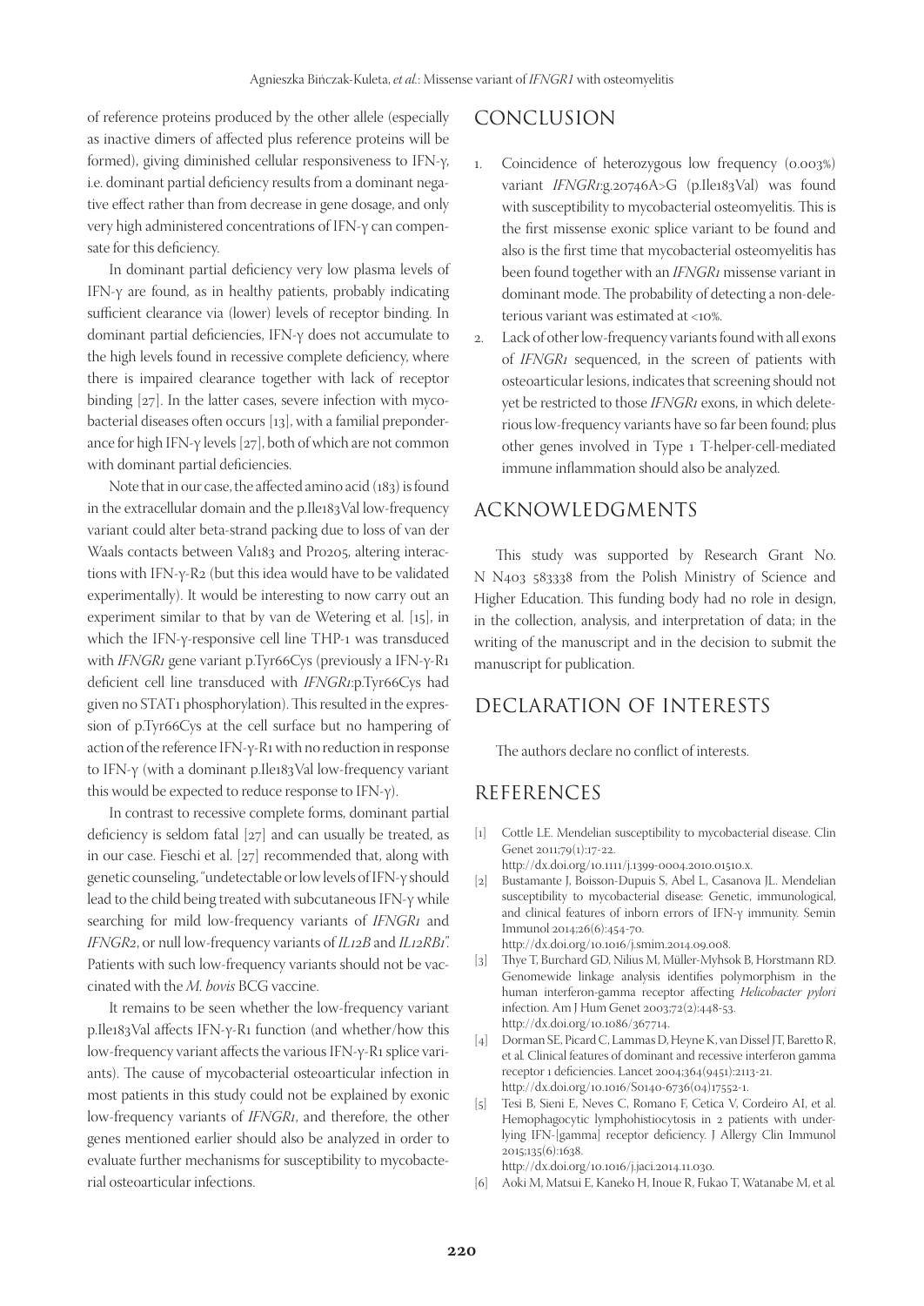of reference proteins produced by the other allele (especially as inactive dimers of affected plus reference proteins will be formed), giving diminished cellular responsiveness to IFN-γ, i.e. dominant partial deficiency results from a dominant negative effect rather than from decrease in gene dosage, and only very high administered concentrations of IFN-γ can compensate for this deficiency.

In dominant partial deficiency very low plasma levels of IFN-γ are found, as in healthy patients, probably indicating sufficient clearance via (lower) levels of receptor binding. In dominant partial deficiencies, IFN-γ does not accumulate to the high levels found in recessive complete deficiency, where there is impaired clearance together with lack of receptor binding [27]. In the latter cases, severe infection with mycobacterial diseases often occurs [13], with a familial preponderance for high IFN-γ levels [27], both of which are not common with dominant partial deficiencies.

Note that in our case, the affected amino acid (183) is found in the extracellular domain and the p.Ile183Val low-frequency variant could alter beta-strand packing due to loss of van der Waals contacts between Val183 and Pro205, altering interactions with IFN-γ-R2 (but this idea would have to be validated experimentally). It would be interesting to now carry out an experiment similar to that by van de Wetering et al. [15], in which the IFN-γ-responsive cell line THP-1 was transduced with *IFNGR1* gene variant p.Tyr66Cys (previously a IFN-γ-R1 deficient cell line transduced with *IFNGR1*:p.Tyr66Cys had given no STAT1 phosphorylation). This resulted in the expression of p.Tyr66Cys at the cell surface but no hampering of action of the reference IFN-γ-R1 with no reduction in response to IFN-γ (with a dominant p.Ile183Val low-frequency variant this would be expected to reduce response to IFN-γ).

In contrast to recessive complete forms, dominant partial deficiency is seldom fatal [27] and can usually be treated, as in our case. Fieschi et al. [27] recommended that, along with genetic counseling, "undetectable or low levels of IFN-γ should lead to the child being treated with subcutaneous IFN-γ while searching for mild low-frequency variants of *IFNGR1* and *IFNGR2*, or null low-frequency variants of *IL12B* and *IL12RB1*". Patients with such low-frequency variants should not be vaccinated with the *M. bovis* BCG vaccine.

It remains to be seen whether the low-frequency variant p.Ile183Val affects IFN-γ-R1 function (and whether/how this low-frequency variant affects the various IFN-γ-R1 splice variants). The cause of mycobacterial osteoarticular infection in most patients in this study could not be explained by exonic low-frequency variants of *IFNGR1*, and therefore, the other genes mentioned earlier should also be analyzed in order to evaluate further mechanisms for susceptibility to mycobacterial osteoarticular infections.

## CONCLUSION

1. Coincidence of heterozygous low frequency (0.003%) variant *IFNGR1*:g.20746A>G (p.Ile183Val) was found with susceptibility to mycobacterial osteomyelitis. This is the first missense exonic splice variant to be found and also is the first time that mycobacterial osteomyelitis has been found together with an *IFNGR1* missense variant in dominant mode. The probability of detecting a non-deleterious variant was estimated at <10%.
2. Lack of other low-frequency variants found with all exons of *IFNGR1* sequenced, in the screen of patients with osteoarticular lesions, indicates that screening should not yet be restricted to those *IFNGR1* exons, in which deleterious low-frequency variants have so far been found; plus other genes involved in Type 1 T-helper-cell-mediated immune inflammation should also be analyzed.

## ACKNOWLEDGMENTS

This study was supported by Research Grant No. N N403 583338 from the Polish Ministry of Science and Higher Education. This funding body had no role in design, in the collection, analysis, and interpretation of data; in the writing of the manuscript and in the decision to submit the manuscript for publication.

## DECLARATION OF INTERESTS

The authors declare no conflict of interests.

## REFERENCES

[1] Cottle LE. Mendelian susceptibility to mycobacterial disease. Clin Genet 2011;79(1):17-22. http://dx.doi.org/10.1111/j.1399-0004.2010.01510.x.

[2] Bustamante J, Boisson-Dupuis S, Abel L, Casanova JL. Mendelian susceptibility to mycobacterial disease: Genetic, immunological, and clinical features of inborn errors of IFN-γ immunity. Semin Immunol 2014;26(6):454-70. http://dx.doi.org/10.1016/j.smim.2014.09.008.

[3] Thye T, Burchard GD, Nilius M, Müller-Myhsok B, Horstmann RD. Genomewide linkage analysis identifies polymorphism in the human interferon-gamma receptor affecting *Helicobacter pylori* infection. Am J Hum Genet 2003;72(2):448-53. http://dx.doi.org/10.1086/367714.

[4] Dorman SE, Picard C, Lammas D, Heyne K, van Dissel JT, Baretto R, et al. Clinical features of dominant and recessive interferon gamma receptor 1 deficiencies. Lancet 2004;364(9451):2113-21. http://dx.doi.org/10.1016/S0140-6736(04)17552-1.

[5] Tesi B, Sieni E, Neves C, Romano F, Cetica V, Cordeiro AI, et al. Hemophagocytic lymphohistiocytosis in 2 patients with underlying IFN-[gamma] receptor deficiency. J Allergy Clin Immunol 2015;135(6):1638. http://dx.doi.org/10.1016/j.jaci.2014.11.030.

[6] Aoki M, Matsui E, Kaneko H, Inoue R, Fukao T, Watanabe M, et al.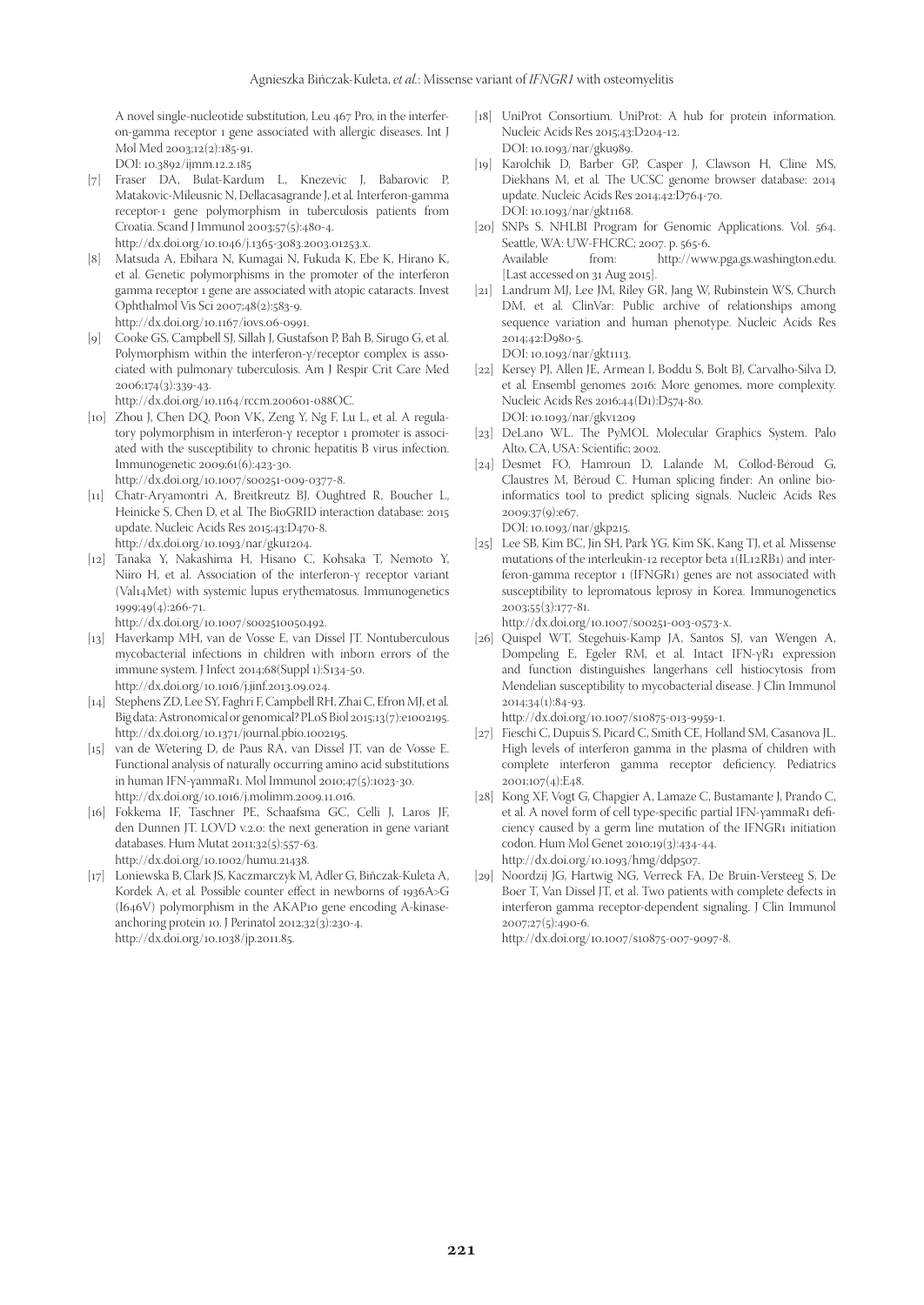A novel single-nucleotide substitution, Leu 467 Pro, in the interferon-gamma receptor 1 gene associated with allergic diseases. Int J Mol Med 2003;12(2):185-91.
DOI: 10.3892/ijmm.12.2.185

[7] Fraser DA, Bulat-Kardum L, Knezevic J, Babarovic P, Matakovic-Mileusnic N, Dellacasagrande J, et al. Interferon-gamma receptor-1 gene polymorphism in tuberculosis patients from Croatia. Scand J Immunol 2003;57(5):480-4.
http://dx.doi.org/10.1046/j.1365-3083.2003.01253.x.

[8] Matsuda A, Ebihara N, Kumagai N, Fukuda K, Ebe K, Hirano K, et al. Genetic polymorphisms in the promoter of the interferon gamma receptor 1 gene are associated with atopic cataracts. Invest Ophthalmol Vis Sci 2007;48(2):583-9.
http://dx.doi.org/10.1167/iovs.06-0991.

[9] Cooke GS, Campbell SJ, Sillah J, Gustafson P, Bah B, Sirugo G, et al. Polymorphism within the interferon-γ/receptor complex is associated with pulmonary tuberculosis. Am J Respir Crit Care Med 2006;174(3):339-43.
http://dx.doi.org/10.1164/rccm.200601-088OC.

[10] Zhou J, Chen DQ, Poon VK, Zeng Y, Ng F, Lu L, et al. A regulatory polymorphism in interferon-γ receptor 1 promoter is associated with the susceptibility to chronic hepatitis B virus infection. Immunogenetic 2009;61(6):423-30.
http://dx.doi.org/10.1007/s00251-009-0377-8.

[11] Chatr-Aryamontri A, Breitkreutz BJ, Oughtred R, Boucher L, Heinicke S, Chen D, et al. The BioGRID interaction database: 2015 update. Nucleic Acids Res 2015;43:D470-8.
http://dx.doi.org/10.1093/nar/gku1204.

[12] Tanaka Y, Nakashima H, Hisano C, Kohsaka T, Nemoto Y, Niiro H, et al. Association of the interferon-γ receptor variant (Val14Met) with systemic lupus erythematosus. Immunogenetics 1999;49(4):266-71.
http://dx.doi.org/10.1007/s002510050492.

[13] Haverkamp MH, van de Vosse E, van Dissel JT. Nontuberculous mycobacterial infections in children with inborn errors of the immune system. J Infect 2014;68(Suppl 1):S134-50.
http://dx.doi.org/10.1016/j.jinf.2013.09.024.

[14] Stephens ZD, Lee SY, Faghri F, Campbell RH, Zhai C, Efron MJ, et al. Big data: Astronomical or genomical? PLoS Biol 2015;13(7):e1002195.
http://dx.doi.org/10.1371/journal.pbio.1002195.

[15] van de Wetering D, de Paus RA, van Dissel JT, van de Vosse E. Functional analysis of naturally occurring amino acid substitutions in human IFN-γammaR1. Mol Immunol 2010;47(5):1023-30.
http://dx.doi.org/10.1016/j.molimm.2009.11.016.

[16] Fokkema IF, Taschner PE, Schaafsma GC, Celli J, Laros JF, den Dunnen JT. LOVD v.2.0: the next generation in gene variant databases. Hum Mutat 2011;32(5):557-63.
http://dx.doi.org/10.1002/humu.21438.

[17] Loniewska B, Clark JS, Kaczmarczyk M, Adler G, Bińczak-Kuleta A, Kordek A, et al. Possible counter effect in newborns of 1936A>G (I646V) polymorphism in the AKAP10 gene encoding A-kinase-anchoring protein 10. J Perinatol 2012;32(3):230-4.
http://dx.doi.org/10.1038/jp.2011.85.

[18] UniProt Consortium. UniProt: A hub for protein information. Nucleic Acids Res 2015;43:D204-12.
DOI: 10.1093/nar/gku989.

[19] Karolchik D, Barber GP, Casper J, Clawson H, Cline MS, Diekhans M, et al. The UCSC genome browser database: 2014 update. Nucleic Acids Res 2014;42:D764-70.
DOI: 10.1093/nar/gkt1168.

[20] SNPs S. NHLBI Program for Genomic Applications. Vol. 564. Seattle, WA: UW-FHCRC; 2007. p. 565-6.
Available from: http://www.pga.gs.washington.edu. [Last accessed on 31 Aug 2015].

[21] Landrum MJ, Lee JM, Riley GR, Jang W, Rubinstein WS, Church DM, et al. ClinVar: Public archive of relationships among sequence variation and human phenotype. Nucleic Acids Res 2014;42:D980-5.
DOI: 10.1093/nar/gkt1113.

[22] Kersey PJ, Allen JE, Armean I, Boddu S, Bolt BJ, Carvalho-Silva D, et al. Ensembl genomes 2016: More genomes, more complexity. Nucleic Acids Res 2016;44(D1):D574-80.
DOI: 10.1093/nar/gkv1209

[23] DeLano WL. The PyMOL Molecular Graphics System. Palo Alto, CA, USA: Scientific; 2002.

[24] Desmet FO, Hamroun D, Lalande M, Collod-Béroud G, Claustres M, Béroud C. Human splicing finder: An online bioinformatics tool to predict splicing signals. Nucleic Acids Res 2009;37(9):e67.
DOI: 10.1093/nar/gkp215.

[25] Lee SB, Kim BC, Jin SH, Park YG, Kim SK, Kang TJ, et al. Missense mutations of the interleukin-12 receptor beta 1(IL12RB1) and interferon-gamma receptor 1 (IFNGR1) genes are not associated with susceptibility to lepromatous leprosy in Korea. Immunogenetics 2003;55(3):177-81.
http://dx.doi.org/10.1007/s00251-003-0573-x.

[26] Quispel WT, Stegehuis-Kamp JA, Santos SJ, van Wengen A, Dompeling E, Egeler RM, et al. Intact IFN-γR1 expression and function distinguishes langerhans cell histiocytosis from Mendelian susceptibility to mycobacterial disease. J Clin Immunol 2014;34(1):84-93.
http://dx.doi.org/10.1007/s10875-013-9959-1.

[27] Fieschi C, Dupuis S, Picard C, Smith CE, Holland SM, Casanova JL. High levels of interferon gamma in the plasma of children with complete interferon gamma receptor deficiency. Pediatrics 2001;107(4):E48.

[28] Kong XF, Vogt G, Chapgier A, Lamaze C, Bustamante J, Prando C, et al. A novel form of cell type-specific partial IFN-γammaR1 deficiency caused by a germ line mutation of the IFNGR1 initiation codon. Hum Mol Genet 2010;19(3):434-44.
http://dx.doi.org/10.1093/hmg/ddp507.

[29] Noordzij JG, Hartwig NG, Verreck FA, De Bruin-Versteeg S, De Boer T, Van Dissel JT, et al. Two patients with complete defects in interferon gamma receptor-dependent signaling. J Clin Immunol 2007;27(5):490-6.
http://dx.doi.org/10.1007/s10875-007-9097-8.